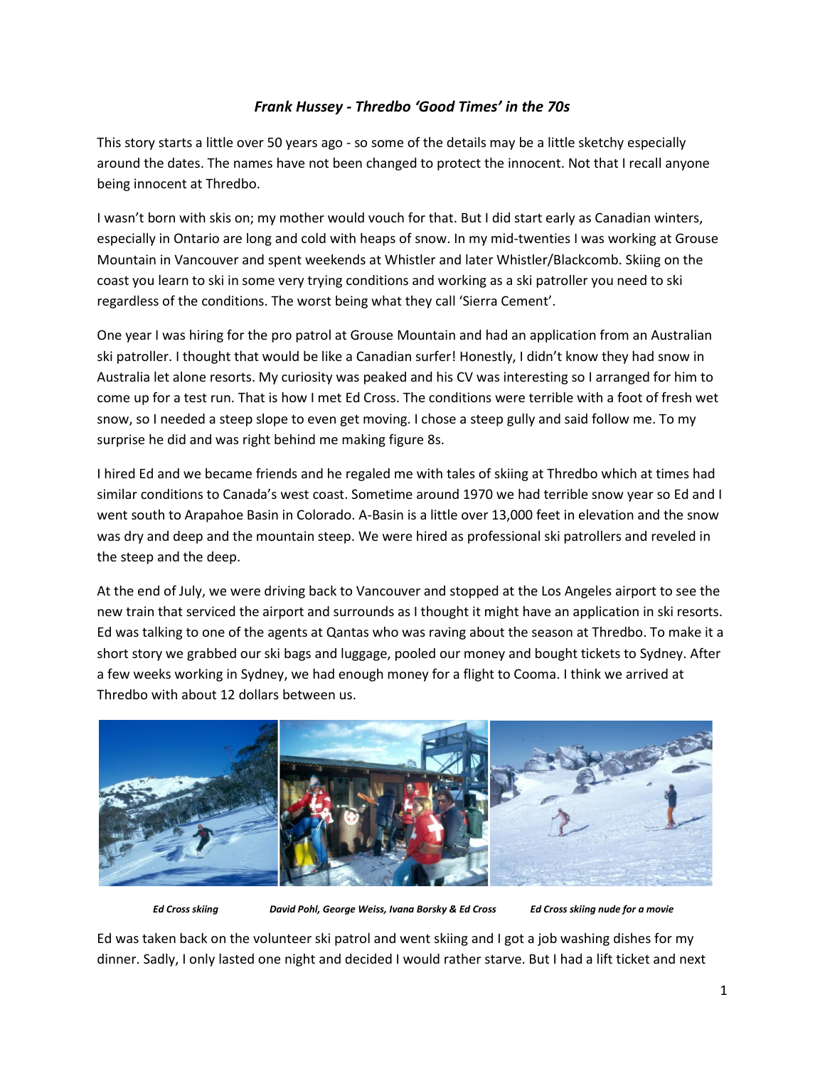## *Frank Hussey - Thredbo 'Good Times' in the 70s*

This story starts a little over 50 years ago - so some of the details may be a little sketchy especially around the dates. The names have not been changed to protect the innocent. Not that I recall anyone being innocent at Thredbo.

I wasn't born with skis on; my mother would vouch for that. But I did start early as Canadian winters, especially in Ontario are long and cold with heaps of snow. In my mid-twenties I was working at Grouse Mountain in Vancouver and spent weekends at Whistler and later Whistler/Blackcomb. Skiing on the coast you learn to ski in some very trying conditions and working as a ski patroller you need to ski regardless of the conditions. The worst being what they call 'Sierra Cement'.

One year I was hiring for the pro patrol at Grouse Mountain and had an application from an Australian ski patroller. I thought that would be like a Canadian surfer! Honestly, I didn't know they had snow in Australia let alone resorts. My curiosity was peaked and his CV was interesting so I arranged for him to come up for a test run. That is how I met Ed Cross. The conditions were terrible with a foot of fresh wet snow, so I needed a steep slope to even get moving. I chose a steep gully and said follow me. To my surprise he did and was right behind me making figure 8s.

I hired Ed and we became friends and he regaled me with tales of skiing at Thredbo which at times had similar conditions to Canada's west coast. Sometime around 1970 we had terrible snow year so Ed and I went south to Arapahoe Basin in Colorado. A-Basin is a little over 13,000 feet in elevation and the snow was dry and deep and the mountain steep. We were hired as professional ski patrollers and reveled in the steep and the deep.

At the end of July, we were driving back to Vancouver and stopped at the Los Angeles airport to see the new train that serviced the airport and surrounds as I thought it might have an application in ski resorts. Ed was talking to one of the agents at Qantas who was raving about the season at Thredbo. To make it a short story we grabbed our ski bags and luggage, pooled our money and bought tickets to Sydney. After a few weeks working in Sydney, we had enough money for a flight to Cooma. I think we arrived at Thredbo with about 12 dollars between us.

***Ed Cross skiing*** ***David Pohl, George Weiss, Ivana Borsky & Ed Cross*** ***Ed Cross skiing nude for a movie***

Ed was taken back on the volunteer ski patrol and went skiing and I got a job washing dishes for my dinner. Sadly, I only lasted one night and decided I would rather starve. But I had a lift ticket and next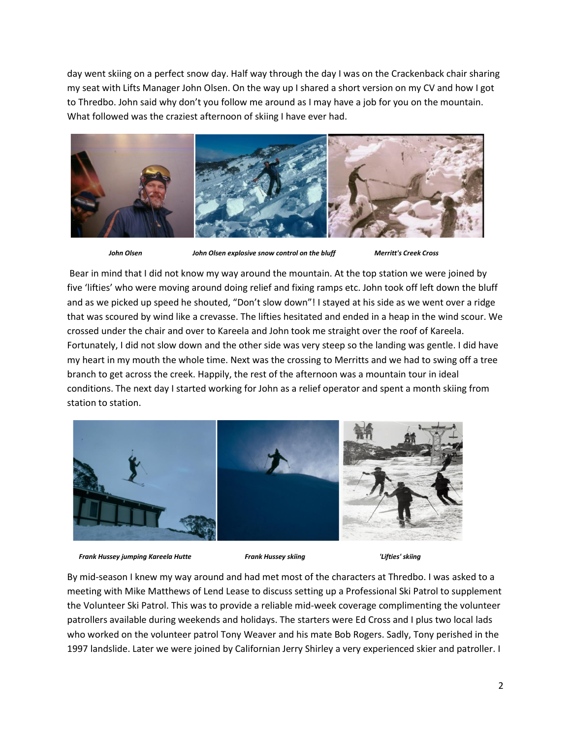day went skiing on a perfect snow day. Half way through the day I was on the Crackenback chair sharing my seat with Lifts Manager John Olsen. On the way up I shared a short version on my CV and how I got to Thredbo. John said why don't you follow me around as I may have a job for you on the mountain. What followed was the craziest afternoon of skiing I have ever had.

***John Olsen*** ***John Olsen explosive snow control on the bluff*** ***Merritt's Creek Cross***

Bear in mind that I did not know my way around the mountain. At the top station we were joined by five 'lifties' who were moving around doing relief and fixing ramps etc. John took off left down the bluff and as we picked up speed he shouted, "Don't slow down"! I stayed at his side as we went over a ridge that was scoured by wind like a crevasse. The lifties hesitated and ended in a heap in the wind scour. We crossed under the chair and over to Kareela and John took me straight over the roof of Kareela. Fortunately, I did not slow down and the other side was very steep so the landing was gentle. I did have my heart in my mouth the whole time. Next was the crossing to Merritts and we had to swing off a tree branch to get across the creek. Happily, the rest of the afternoon was a mountain tour in ideal conditions. The next day I started working for John as a relief operator and spent a month skiing from station to station.

***Frank Hussey jumping Kareela Hutte*** ***Frank Hussey skiing*** ***'Lifties' skiing***

By mid-season I knew my way around and had met most of the characters at Thredbo. I was asked to a meeting with Mike Matthews of Lend Lease to discuss setting up a Professional Ski Patrol to supplement the Volunteer Ski Patrol. This was to provide a reliable mid-week coverage complimenting the volunteer patrollers available during weekends and holidays. The starters were Ed Cross and I plus two local lads who worked on the volunteer patrol Tony Weaver and his mate Bob Rogers. Sadly, Tony perished in the 1997 landslide. Later we were joined by Californian Jerry Shirley a very experienced skier and patroller. I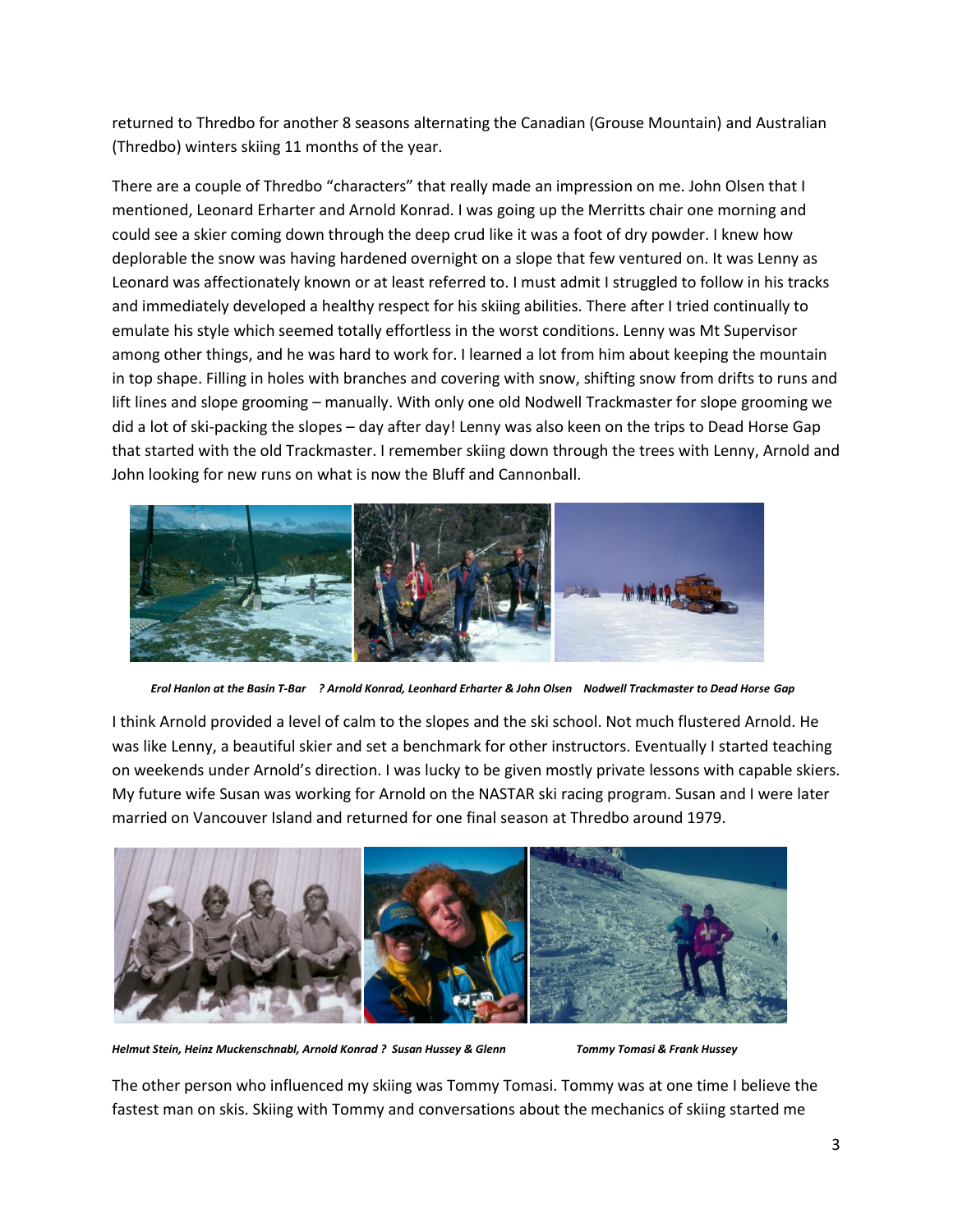returned to Thredbo for another 8 seasons alternating the Canadian (Grouse Mountain) and Australian (Thredbo) winters skiing 11 months of the year.

There are a couple of Thredbo "characters" that really made an impression on me. John Olsen that I mentioned, Leonard Erharter and Arnold Konrad. I was going up the Merritts chair one morning and could see a skier coming down through the deep crud like it was a foot of dry powder. I knew how deplorable the snow was having hardened overnight on a slope that few ventured on. It was Lenny as Leonard was affectionately known or at least referred to. I must admit I struggled to follow in his tracks and immediately developed a healthy respect for his skiing abilities. There after I tried continually to emulate his style which seemed totally effortless in the worst conditions. Lenny was Mt Supervisor among other things, and he was hard to work for. I learned a lot from him about keeping the mountain in top shape. Filling in holes with branches and covering with snow, shifting snow from drifts to runs and lift lines and slope grooming – manually. With only one old Nodwell Trackmaster for slope grooming we did a lot of ski-packing the slopes – day after day! Lenny was also keen on the trips to Dead Horse Gap that started with the old Trackmaster. I remember skiing down through the trees with Lenny, Arnold and John looking for new runs on what is now the Bluff and Cannonball.

***Erol Hanlon at the Basin T-Bar    ? Arnold Konrad, Leonhard Erharter & John Olsen    Nodwell Trackmaster to Dead Horse Gap***

I think Arnold provided a level of calm to the slopes and the ski school. Not much flustered Arnold. He was like Lenny, a beautiful skier and set a benchmark for other instructors. Eventually I started teaching on weekends under Arnold's direction. I was lucky to be given mostly private lessons with capable skiers. My future wife Susan was working for Arnold on the NASTAR ski racing program. Susan and I were later married on Vancouver Island and returned for one final season at Thredbo around 1979.

***Helmut Stein, Heinz Muckenschnabl, Arnold Konrad ?  Susan Hussey & Glenn    Tommy Tomasi & Frank Hussey***

The other person who influenced my skiing was Tommy Tomasi. Tommy was at one time I believe the fastest man on skis. Skiing with Tommy and conversations about the mechanics of skiing started me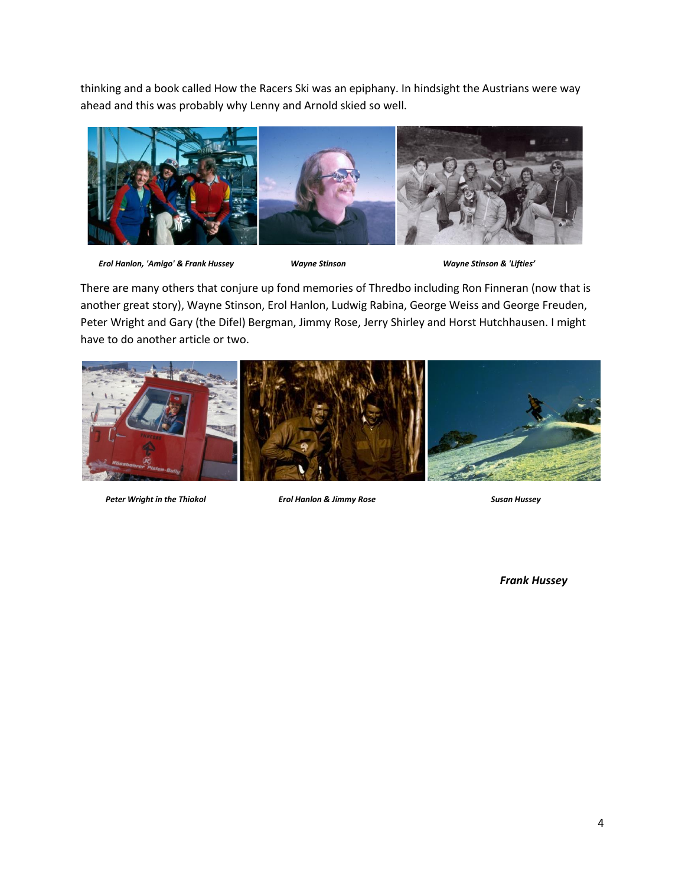thinking and a book called How the Racers Ski was an epiphany. In hindsight the Austrians were way ahead and this was probably why Lenny and Arnold skied so well.

***Erol Hanlon, 'Amigo' & Frank Hussey*** ***Wayne Stinson*** ***Wayne Stinson & 'Lifties'***

There are many others that conjure up fond memories of Thredbo including Ron Finneran (now that is another great story), Wayne Stinson, Erol Hanlon, Ludwig Rabina, George Weiss and George Freuden, Peter Wright and Gary (the Difel) Bergman, Jimmy Rose, Jerry Shirley and Horst Hutchhausen. I might have to do another article or two.

***Peter Wright in the Thiokol*** ***Erol Hanlon & Jimmy Rose*** ***Susan Hussey***

***Frank Hussey***